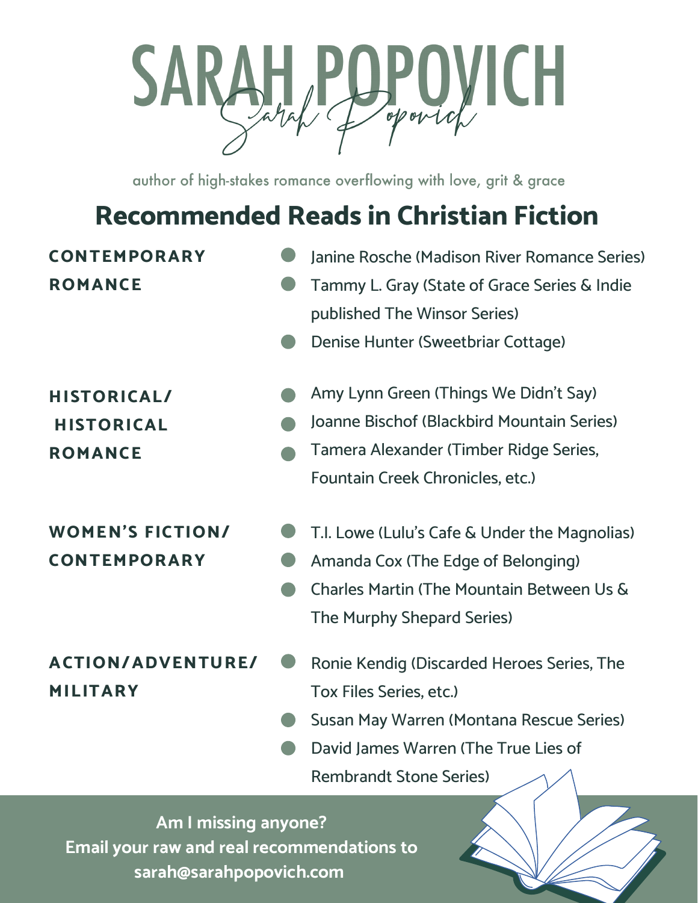# SARAH POPOVICH

*Sarah Popovich*

author of high-stakes romance overflowing with love, grit & grace

## Recommended Reads in Christian Fiction

### CONTEMPORARY ROMANCE

- Janine Rosche (Madison River Romance Series)
- Tammy L. Gray (State of Grace Series & Indie published The Winsor Series)
- Denise Hunter (Sweetbriar Cottage)

### HISTORICAL/ HISTORICAL ROMANCE

- Amy Lynn Green (Things We Didn't Say)
- Joanne Bischof (Blackbird Mountain Series)
- Tamera Alexander (Timber Ridge Series, Fountain Creek Chronicles, etc.)

### WOMEN'S FICTION/ CONTEMPORARY

- T.I. Lowe (Lulu's Cafe & Under the Magnolias)
- Amanda Cox (The Edge of Belonging)
- Charles Martin (The Mountain Between Us & The Murphy Shepard Series)

### ACTION/ADVENTURE/ MILITARY

- Ronie Kendig (Discarded Heroes Series, The Tox Files Series, etc.)
- Susan May Warren (Montana Rescue Series)
- David James Warren (The True Lies of Rembrandt Stone Series)

**Am I missing anyone?**
**Email your raw and real recommendations to sarah@sarahpopovich.com**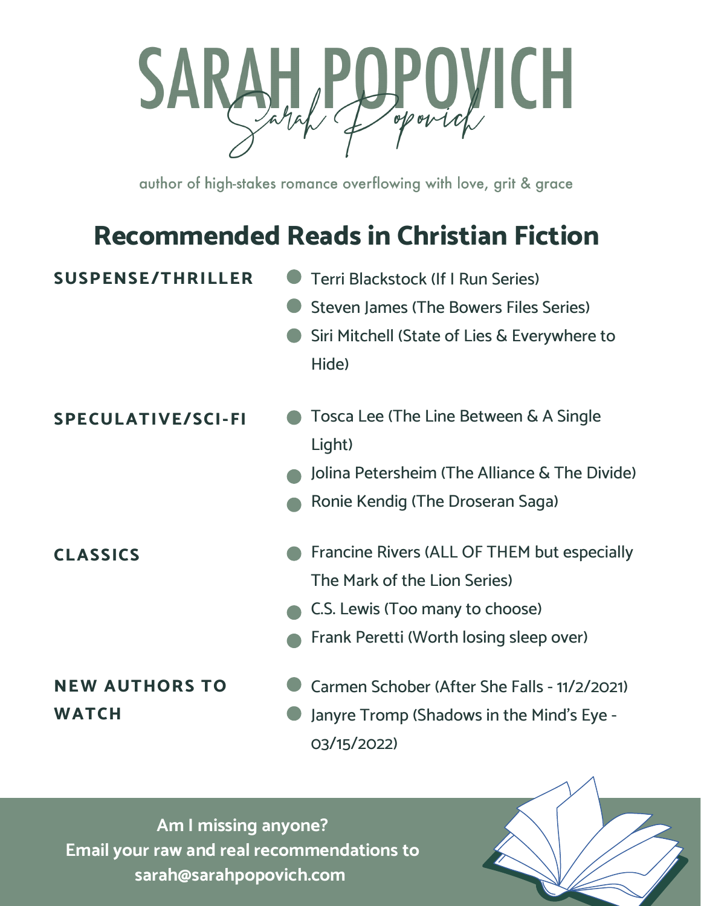# SARAH POPOVICH

Sarah Popovich

author of high-stakes romance overflowing with love, grit & grace

## Recommended Reads in Christian Fiction

**SUSPENSE/THRILLER**

- Terri Blackstock (If I Run Series)
- Steven James (The Bowers Files Series)
- Siri Mitchell (State of Lies & Everywhere to Hide)

**SPECULATIVE/SCI-FI**

- Tosca Lee (The Line Between & A Single Light)
- Jolina Petersheim (The Alliance & The Divide)
- Ronie Kendig (The Droseran Saga)

**CLASSICS**

- Francine Rivers (ALL OF THEM but especially The Mark of the Lion Series)
- C.S. Lewis (Too many to choose)
- Frank Peretti (Worth losing sleep over)

**NEW AUTHORS TO WATCH**

- Carmen Schober (After She Falls - 11/2/2021)
- Janyre Tromp (Shadows in the Mind's Eye - 03/15/2022)

**Am I missing anyone?**
**Email your raw and real recommendations to sarah@sarahpopovich.com**